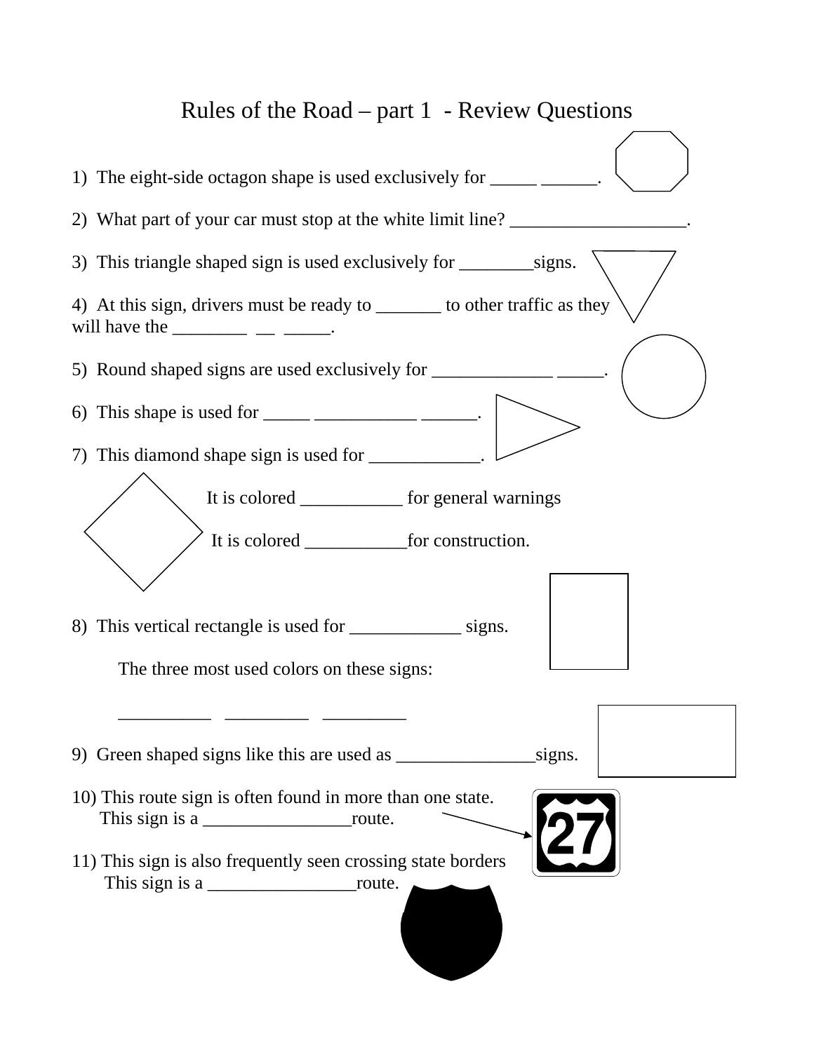# Rules of the Road – part 1 - Review Questions

1) The eight-side octagon shape is used exclusively for _____ ______.

2) What part of your car must stop at the white limit line? ___________________.

3) This triangle shaped sign is used exclusively for ________signs.

4) At this sign, drivers must be ready to _______ to other traffic as they will have the ________ __ _____.

5) Round shaped signs are used exclusively for _____________ _____.

6) This shape is used for _____ ___________ ______.

7) This diamond shape sign is used for ____________.

It is colored ___________ for general warnings

It is colored ___________for construction.

8) This vertical rectangle is used for ____________ signs.

The three most used colors on these signs:

__________ _________ _________

9) Green shaped signs like this are used as _______________signs.

10) This route sign is often found in more than one state.
This sign is a ________________route.

27

11) This sign is also frequently seen crossing state borders
This sign is a ________________route.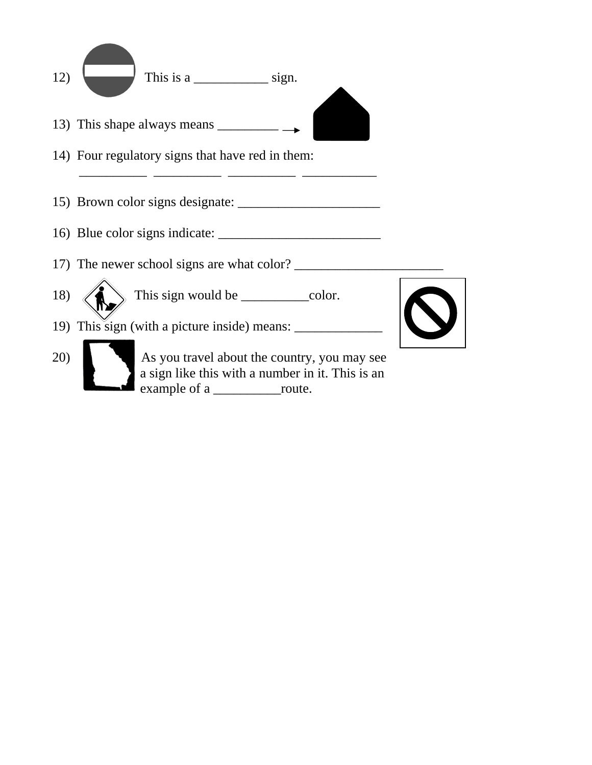12) This is a ___________ sign.

13) This shape always means _________ →

14) Four regulatory signs that have red in them:
__________ __________ __________ ___________

15) Brown color signs designate: _____________________

16) Blue color signs indicate: ________________________

17) The newer school signs are what color? ______________________

18) This sign would be __________color.

19) This sign (with a picture inside) means: _____________

20) As you travel about the country, you may see a sign like this with a number in it. This is an example of a __________route.